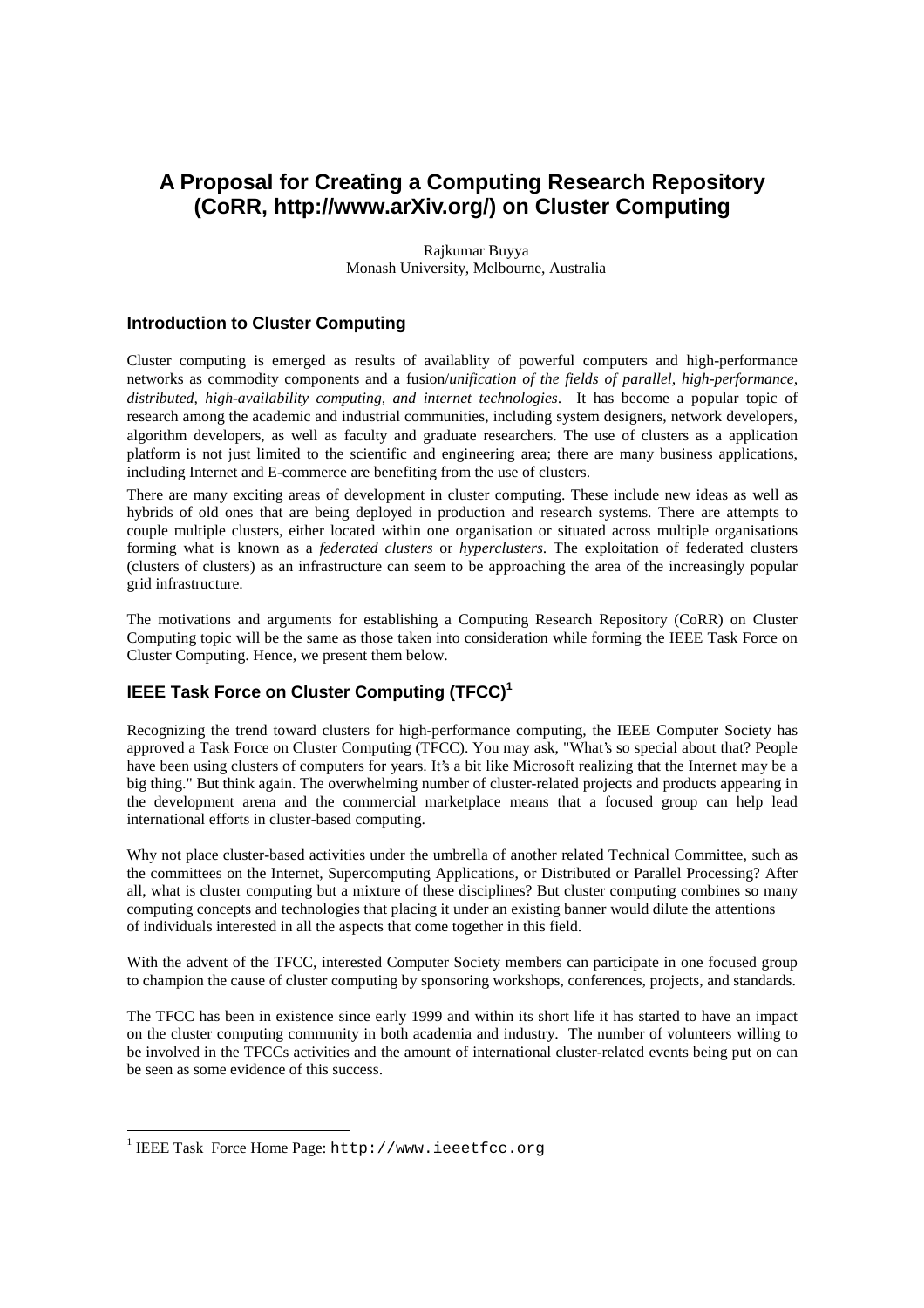# A Proposal for Creating a Computing Research Repository (CoRR, http://www.arXiv.org/) on Cluster Computing

Rajkumar Buyya
Monash University, Melbourne, Australia

## Introduction to Cluster Computing

Cluster computing is emerged as results of availablity of powerful computers and high-performance networks as commodity components and a fusion/*unification of the fields of parallel, high-performance, distributed, high-availability computing, and internet technologies*. It has become a popular topic of research among the academic and industrial communities, including system designers, network developers, algorithm developers, as well as faculty and graduate researchers. The use of clusters as a application platform is not just limited to the scientific and engineering area; there are many business applications, including Internet and E-commerce are benefiting from the use of clusters.

There are many exciting areas of development in cluster computing. These include new ideas as well as hybrids of old ones that are being deployed in production and research systems. There are attempts to couple multiple clusters, either located within one organisation or situated across multiple organisations forming what is known as a *federated clusters* or *hyperclusters*. The exploitation of federated clusters (clusters of clusters) as an infrastructure can seem to be approaching the area of the increasingly popular grid infrastructure.

The motivations and arguments for establishing a Computing Research Repository (CoRR) on Cluster Computing topic will be the same as those taken into consideration while forming the IEEE Task Force on Cluster Computing. Hence, we present them below.

## IEEE Task Force on Cluster Computing (TFCC)[1]

Recognizing the trend toward clusters for high-performance computing, the IEEE Computer Society has approved a Task Force on Cluster Computing (TFCC). You may ask, "What's so special about that? People have been using clusters of computers for years. It's a bit like Microsoft realizing that the Internet may be a big thing." But think again. The overwhelming number of cluster-related projects and products appearing in the development arena and the commercial marketplace means that a focused group can help lead international efforts in cluster-based computing.

Why not place cluster-based activities under the umbrella of another related Technical Committee, such as the committees on the Internet, Supercomputing Applications, or Distributed or Parallel Processing? After all, what is cluster computing but a mixture of these disciplines? But cluster computing combines so many computing concepts and technologies that placing it under an existing banner would dilute the attentions of individuals interested in all the aspects that come together in this field.

With the advent of the TFCC, interested Computer Society members can participate in one focused group to champion the cause of cluster computing by sponsoring workshops, conferences, projects, and standards.

The TFCC has been in existence since early 1999 and within its short life it has started to have an impact on the cluster computing community in both academia and industry. The number of volunteers willing to be involved in the TFCCs activities and the amount of international cluster-related events being put on can be seen as some evidence of this success.

[1] IEEE Task Force Home Page: `http://www.ieeetfcc.org`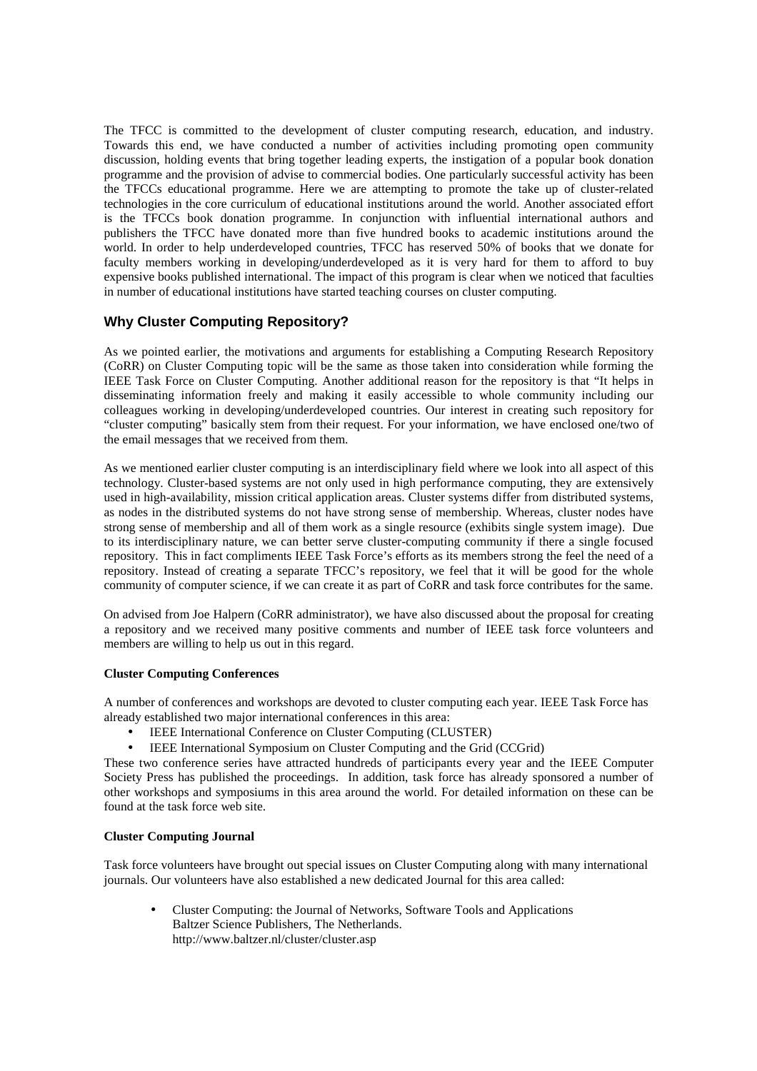The TFCC is committed to the development of cluster computing research, education, and industry. Towards this end, we have conducted a number of activities including promoting open community discussion, holding events that bring together leading experts, the instigation of a popular book donation programme and the provision of advise to commercial bodies. One particularly successful activity has been the TFCCs educational programme. Here we are attempting to promote the take up of cluster-related technologies in the core curriculum of educational institutions around the world. Another associated effort is the TFCCs book donation programme. In conjunction with influential international authors and publishers the TFCC have donated more than five hundred books to academic institutions around the world. In order to help underdeveloped countries, TFCC has reserved 50% of books that we donate for faculty members working in developing/underdeveloped as it is very hard for them to afford to buy expensive books published international. The impact of this program is clear when we noticed that faculties in number of educational institutions have started teaching courses on cluster computing.

## Why Cluster Computing Repository?

As we pointed earlier, the motivations and arguments for establishing a Computing Research Repository (CoRR) on Cluster Computing topic will be the same as those taken into consideration while forming the IEEE Task Force on Cluster Computing. Another additional reason for the repository is that "It helps in disseminating information freely and making it easily accessible to whole community including our colleagues working in developing/underdeveloped countries. Our interest in creating such repository for "cluster computing" basically stem from their request. For your information, we have enclosed one/two of the email messages that we received from them.

As we mentioned earlier cluster computing is an interdisciplinary field where we look into all aspect of this technology. Cluster-based systems are not only used in high performance computing, they are extensively used in high-availability, mission critical application areas. Cluster systems differ from distributed systems, as nodes in the distributed systems do not have strong sense of membership. Whereas, cluster nodes have strong sense of membership and all of them work as a single resource (exhibits single system image). Due to its interdisciplinary nature, we can better serve cluster-computing community if there a single focused repository. This in fact compliments IEEE Task Force's efforts as its members strong the feel the need of a repository. Instead of creating a separate TFCC's repository, we feel that it will be good for the whole community of computer science, if we can create it as part of CoRR and task force contributes for the same.

On advised from Joe Halpern (CoRR administrator), we have also discussed about the proposal for creating a repository and we received many positive comments and number of IEEE task force volunteers and members are willing to help us out in this regard.

#### Cluster Computing Conferences

A number of conferences and workshops are devoted to cluster computing each year. IEEE Task Force has already established two major international conferences in this area:

- IEEE International Conference on Cluster Computing (CLUSTER)
- IEEE International Symposium on Cluster Computing and the Grid (CCGrid)

These two conference series have attracted hundreds of participants every year and the IEEE Computer Society Press has published the proceedings. In addition, task force has already sponsored a number of other workshops and symposiums in this area around the world. For detailed information on these can be found at the task force web site.

#### Cluster Computing Journal

Task force volunteers have brought out special issues on Cluster Computing along with many international journals. Our volunteers have also established a new dedicated Journal for this area called:

- Cluster Computing: the Journal of Networks, Software Tools and Applications
  Baltzer Science Publishers, The Netherlands.
  http://www.baltzer.nl/cluster/cluster.asp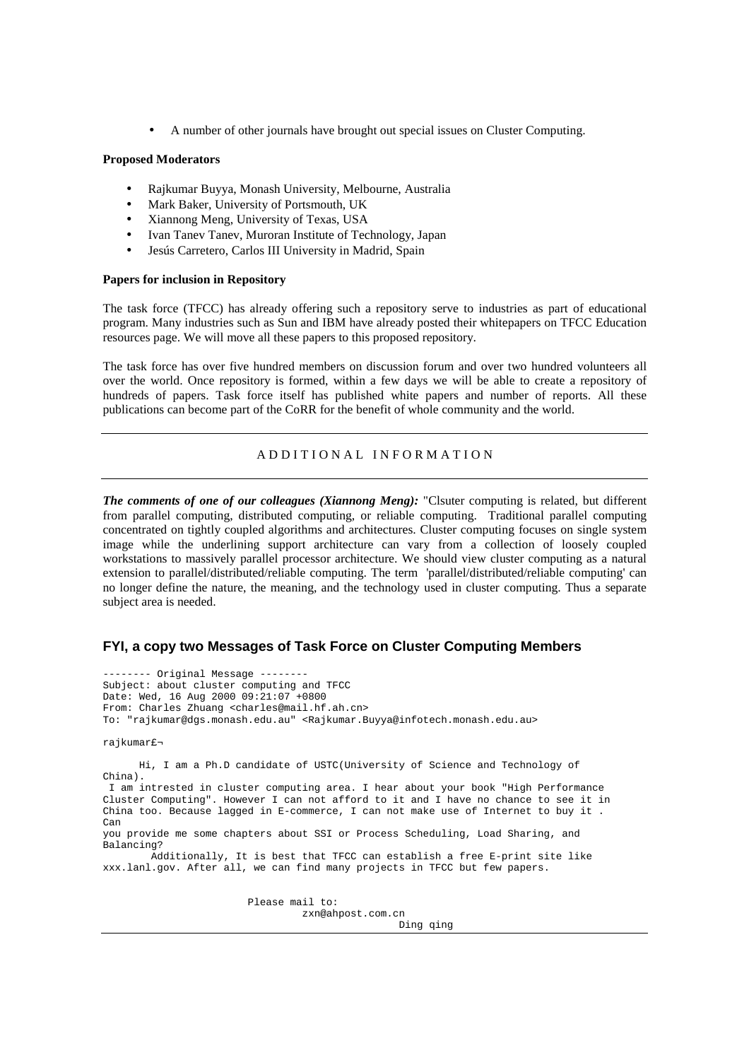- A number of other journals have brought out special issues on Cluster Computing.

**Proposed Moderators**

- Rajkumar Buyya, Monash University, Melbourne, Australia
- Mark Baker, University of Portsmouth, UK
- Xiannong Meng, University of Texas, USA
- Ivan Tanev Tanev, Muroran Institute of Technology, Japan
- Jesús Carretero, Carlos III University in Madrid, Spain

**Papers for inclusion in Repository**

The task force (TFCC) has already offering such a repository serve to industries as part of educational program. Many industries such as Sun and IBM have already posted their whitepapers on TFCC Education resources page. We will move all these papers to this proposed repository.

The task force has over five hundred members on discussion forum and over two hundred volunteers all over the world. Once repository is formed, within a few days we will be able to create a repository of hundreds of papers. Task force itself has published white papers and number of reports. All these publications can become part of the CoRR for the benefit of whole community and the world.

---

## A D D I T I O N A L   I N F O R M A T I O N

---

***The comments of one of our colleagues (Xiannong Meng):*** "Clsuter computing is related, but different from parallel computing, distributed computing, or reliable computing. Traditional parallel computing concentrated on tightly coupled algorithms and architectures. Cluster computing focuses on single system image while the underlining support architecture can vary from a collection of loosely coupled workstations to massively parallel processor architecture. We should view cluster computing as a natural extension to parallel/distributed/reliable computing. The term 'parallel/distributed/reliable computing' can no longer define the nature, the meaning, and the technology used in cluster computing. Thus a separate subject area is needed.

## FYI, a copy two Messages of Task Force on Cluster Computing Members

```
-------- Original Message --------
Subject: about cluster computing and TFCC
Date: Wed, 16 Aug 2000 09:21:07 +0800
From: Charles Zhuang <charles@mail.hf.ah.cn>
To: "rajkumar@dgs.monash.edu.au" <Rajkumar.Buyya@infotech.monash.edu.au>

rajkumar£¬

      Hi, I am a Ph.D candidate of USTC(University of Science and Technology of
China).
 I am intrested in cluster computing area. I hear about your book "High Performance
Cluster Computing". However I can not afford to it and I have no chance to see it in
China too. Because lagged in E-commerce, I can not make use of Internet to buy it .
Can
you provide me some chapters about SSI or Process Scheduling, Load Sharing, and
Balancing?
        Additionally, It is best that TFCC can establish a free E-print site like
xxx.lanl.gov. After all, we can find many projects in TFCC but few papers.


                        Please mail to:
                                zxn@ahpost.com.cn
                                                Ding qing
```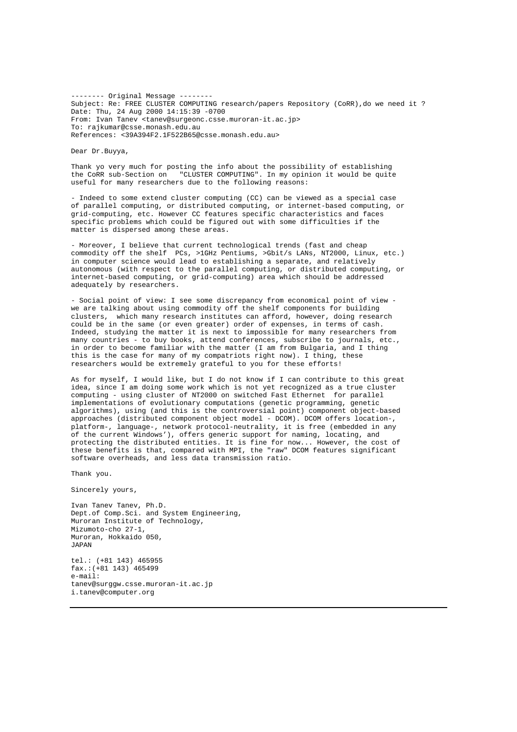-------- Original Message --------
Subject: Re: FREE CLUSTER COMPUTING research/papers Repository (CoRR),do we need it ?
Date: Thu, 24 Aug 2000 14:15:39 -0700
From: Ivan Tanev <tanev@surgeonc.csse.muroran-it.ac.jp>
To: rajkumar@csse.monash.edu.au
References: <39A394F2.1F522B65@csse.monash.edu.au>

Dear Dr.Buyya,

Thank yo very much for posting the info about the possibility of establishing the CoRR sub-Section on "CLUSTER COMPUTING". In my opinion it would be quite useful for many researchers due to the following reasons:

- Indeed to some extend cluster computing (CC) can be viewed as a special case of parallel computing, or distributed computing, or internet-based computing, or grid-computing, etc. However CC features specific characteristics and faces specific problems which could be figured out with some difficulties if the matter is dispersed among these areas.

- Moreover, I believe that current technological trends (fast and cheap commodity off the shelf PCs, >1GHz Pentiums, >Gbit/s LANs, NT2000, Linux, etc.) in computer science would lead to establishing a separate, and relatively autonomous (with respect to the parallel computing, or distributed computing, or internet-based computing, or grid-computing) area which should be addressed adequately by researchers.

- Social point of view: I see some discrepancy from economical point of view - we are talking about using commodity off the shelf components for building clusters, which many research institutes can afford, however, doing research could be in the same (or even greater) order of expenses, in terms of cash. Indeed, studying the matter it is next to impossible for many researchers from many countries - to buy books, attend conferences, subscribe to journals, etc., in order to become familiar with the matter (I am from Bulgaria, and I thing this is the case for many of my compatriots right now). I thing, these researchers would be extremely grateful to you for these efforts!

As for myself, I would like, but I do not know if I can contribute to this great idea, since I am doing some work which is not yet recognized as a true cluster computing - using cluster of NT2000 on switched Fast Ethernet for parallel implementations of evolutionary computations (genetic programming, genetic algorithms), using (and this is the controversial point) component object-based approaches (distributed component object model - DCOM). DCOM offers location-, platform-, language-, network protocol-neutrality, it is free (embedded in any of the current Windows'), offers generic support for naming, locating, and protecting the distributed entities. It is fine for now... However, the cost of these benefits is that, compared with MPI, the "raw" DCOM features significant software overheads, and less data transmission ratio.

Thank you.

Sincerely yours,

Ivan Tanev Tanev, Ph.D.
Dept.of Comp.Sci. and System Engineering,
Muroran Institute of Technology,
Mizumoto-cho 27-1,
Muroran, Hokkaido 050,
JAPAN

tel.: (+81 143) 465955
fax.:(+81 143) 465499
e-mail:
tanev@surggw.csse.muroran-it.ac.jp
i.tanev@computer.org